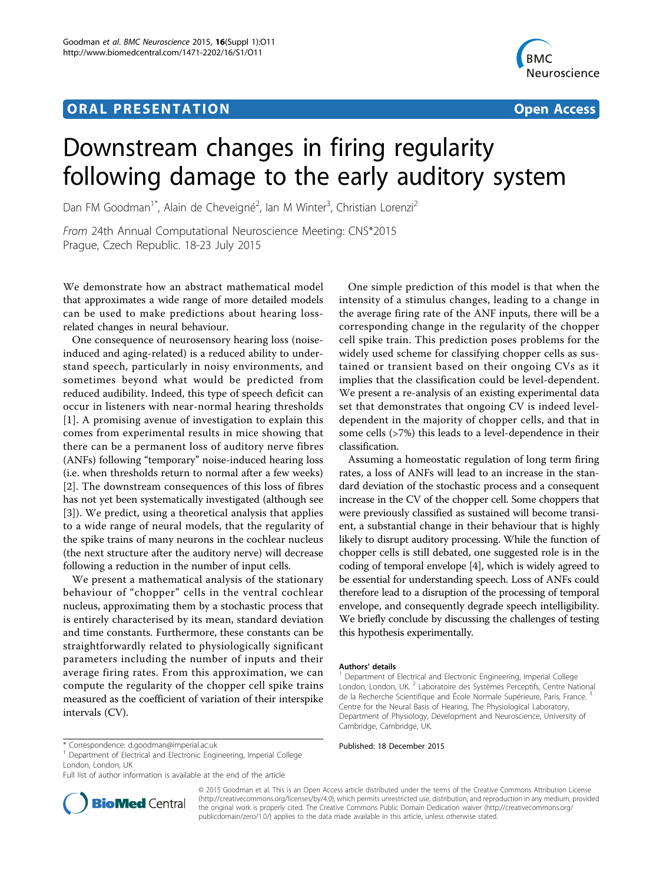**ORAL PRESENTATION** **Open Access**

# Downstream changes in firing regularity following damage to the early auditory system

Dan FM Goodman[1*], Alain de Cheveigné[2], Ian M Winter[3], Christian Lorenzi[2]

*From* 24th Annual Computational Neuroscience Meeting: CNS*2015
Prague, Czech Republic. 18-23 July 2015

We demonstrate how an abstract mathematical model that approximates a wide range of more detailed models can be used to make predictions about hearing loss-related changes in neural behaviour.

One consequence of neurosensory hearing loss (noise-induced and aging-related) is a reduced ability to understand speech, particularly in noisy environments, and sometimes beyond what would be predicted from reduced audibility. Indeed, this type of speech deficit can occur in listeners with near-normal hearing thresholds [1]. A promising avenue of investigation to explain this comes from experimental results in mice showing that there can be a permanent loss of auditory nerve fibres (ANFs) following "temporary" noise-induced hearing loss (i.e. when thresholds return to normal after a few weeks) [2]. The downstream consequences of this loss of fibres has not yet been systematically investigated (although see [3]). We predict, using a theoretical analysis that applies to a wide range of neural models, that the regularity of the spike trains of many neurons in the cochlear nucleus (the next structure after the auditory nerve) will decrease following a reduction in the number of input cells.

We present a mathematical analysis of the stationary behaviour of "chopper" cells in the ventral cochlear nucleus, approximating them by a stochastic process that is entirely characterised by its mean, standard deviation and time constants. Furthermore, these constants can be straightforwardly related to physiologically significant parameters including the number of inputs and their average firing rates. From this approximation, we can compute the regularity of the chopper cell spike trains measured as the coefficient of variation of their interspike intervals (CV).

One simple prediction of this model is that when the intensity of a stimulus changes, leading to a change in the average firing rate of the ANF inputs, there will be a corresponding change in the regularity of the chopper cell spike train. This prediction poses problems for the widely used scheme for classifying chopper cells as sustained or transient based on their ongoing CVs as it implies that the classification could be level-dependent. We present a re-analysis of an existing experimental data set that demonstrates that ongoing CV is indeed level-dependent in the majority of chopper cells, and that in some cells (>7%) this leads to a level-dependence in their classification.

Assuming a homeostatic regulation of long term firing rates, a loss of ANFs will lead to an increase in the standard deviation of the stochastic process and a consequent increase in the CV of the chopper cell. Some choppers that were previously classified as sustained will become transient, a substantial change in their behaviour that is highly likely to disrupt auditory processing. While the function of chopper cells is still debated, one suggested role is in the coding of temporal envelope [4], which is widely agreed to be essential for understanding speech. Loss of ANFs could therefore lead to a disruption of the processing of temporal envelope, and consequently degrade speech intelligibility. We briefly conclude by discussing the challenges of testing this hypothesis experimentally.

**Authors' details**
[1] Department of Electrical and Electronic Engineering, Imperial College London, London, UK. [2] Laboratoire des Systèmes Perceptifs, Centre National de la Recherche Scientifique and École Normale Supérieure, Paris, France. [3] Centre for the Neural Basis of Hearing, The Physiological Laboratory, Department of Physiology, Development and Neuroscience, University of Cambridge, Cambridge, UK.

Published: 18 December 2015

* Correspondence: d.goodman@imperial.ac.uk
[1] Department of Electrical and Electronic Engineering, Imperial College London, London, UK
Full list of author information is available at the end of the article

© 2015 Goodman et al. This is an Open Access article distributed under the terms of the Creative Commons Attribution License (http://creativecommons.org/licenses/by/4.0), which permits unrestricted use, distribution, and reproduction in any medium, provided the original work is properly cited. The Creative Commons Public Domain Dedication waiver (http://creativecommons.org/publicdomain/zero/1.0/) applies to the data made available in this article, unless otherwise stated.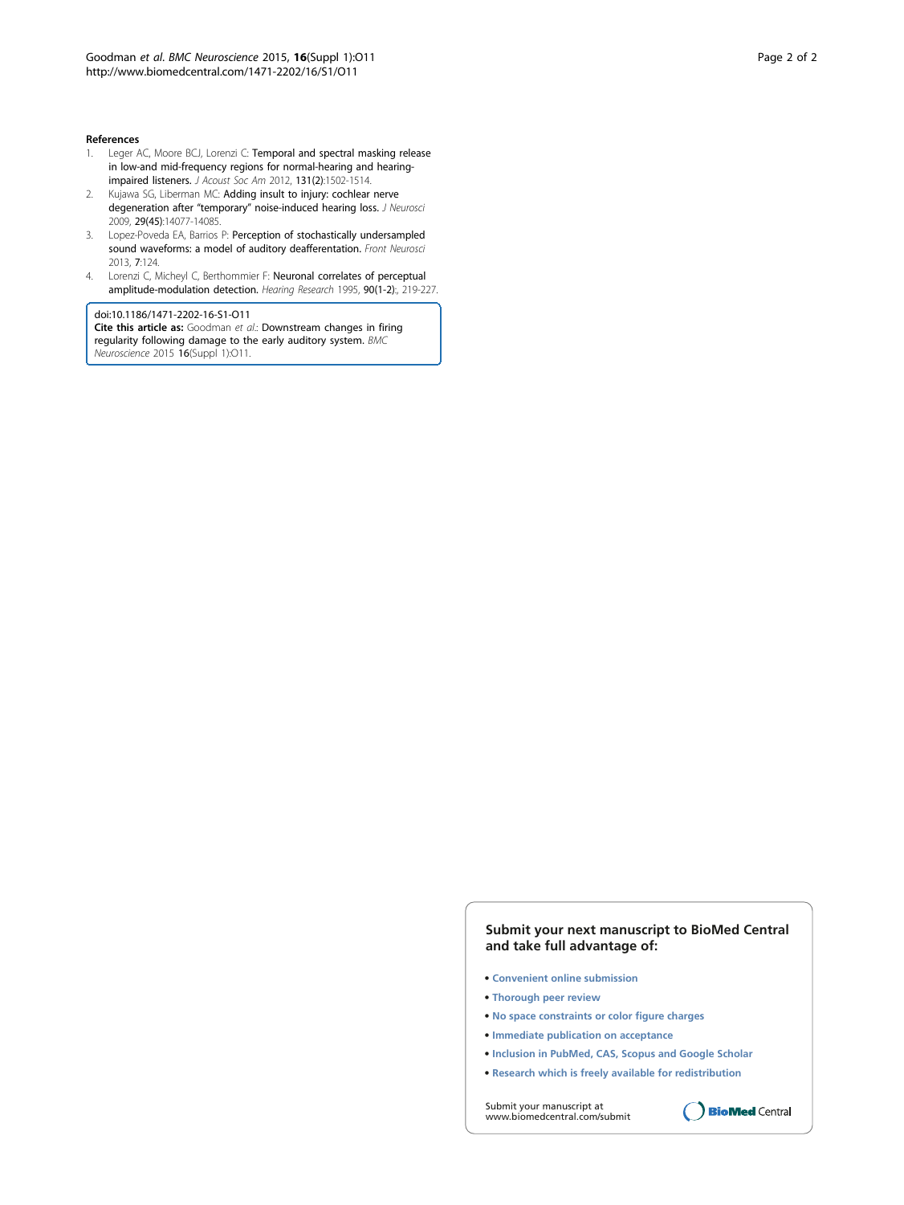## References

1. Leger AC, Moore BCJ, Lorenzi C: **Temporal and spectral masking release in low-and mid-frequency regions for normal-hearing and hearing-impaired listeners.** *J Acoust Soc Am* 2012, **131(2)**:1502-1514.
2. Kujawa SG, Liberman MC: **Adding insult to injury: cochlear nerve degeneration after "temporary" noise-induced hearing loss.** *J Neurosci* 2009, **29(45)**:14077-14085.
3. Lopez-Poveda EA, Barrios P: **Perception of stochastically undersampled sound waveforms: a model of auditory deafferentation.** *Front Neurosci* 2013, **7**:124.
4. Lorenzi C, Micheyl C, Berthommier F: **Neuronal correlates of perceptual amplitude-modulation detection.** *Hearing Research* 1995, **90(1-2)**:, 219-227.

doi:10.1186/1471-2202-16-S1-O11
**Cite this article as:** Goodman *et al.*: Downstream changes in firing regularity following damage to the early auditory system. *BMC Neuroscience* 2015 **16**(Suppl 1):O11.

**Submit your next manuscript to BioMed Central and take full advantage of:**

- **Convenient online submission**
- **Thorough peer review**
- **No space constraints or color figure charges**
- **Immediate publication on acceptance**
- **Inclusion in PubMed, CAS, Scopus and Google Scholar**
- **Research which is freely available for redistribution**

Submit your manuscript at
www.biomedcentral.com/submit

BioMed Central